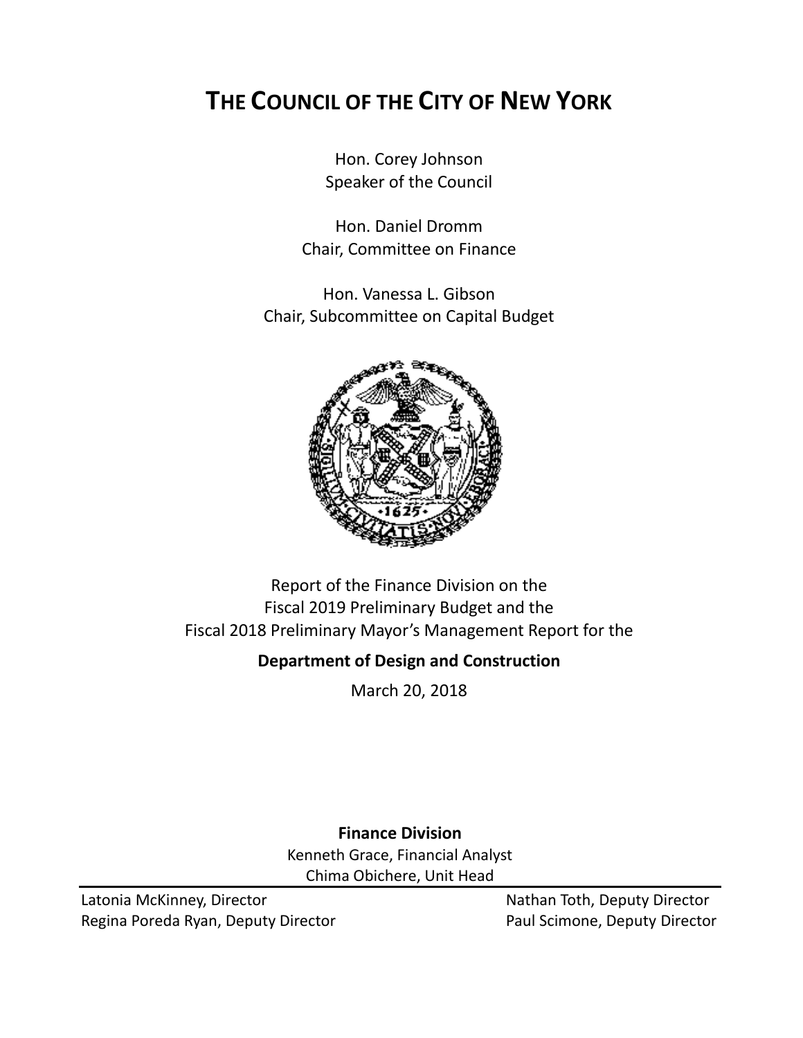# THE COUNCIL OF THE CITY OF NEW YORK

Hon. Corey Johnson
Speaker of the Council

Hon. Daniel Dromm
Chair, Committee on Finance

Hon. Vanessa L. Gibson
Chair, Subcommittee on Capital Budget

Report of the Finance Division on the
Fiscal 2019 Preliminary Budget and the
Fiscal 2018 Preliminary Mayor's Management Report for the

**Department of Design and Construction**

March 20, 2018

**Finance Division**
Kenneth Grace, Financial Analyst
Chima Obichere, Unit Head

Latonia McKinney, Director
Regina Poreda Ryan, Deputy Director
Nathan Toth, Deputy Director
Paul Scimone, Deputy Director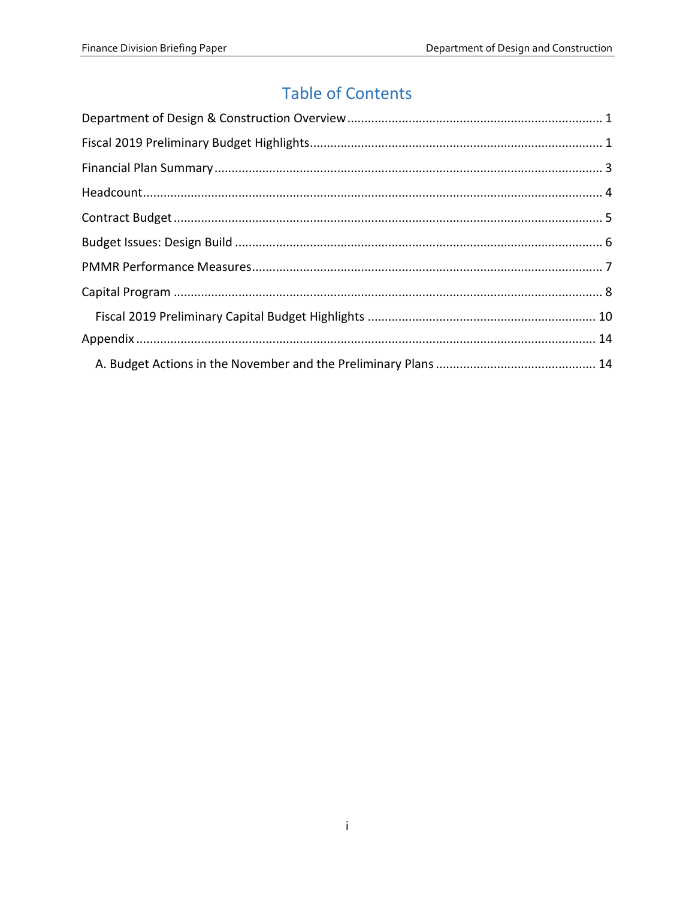# Table of Contents

Department of Design & Construction Overview .......... 1

Fiscal 2019 Preliminary Budget Highlights .......... 1

Financial Plan Summary .......... 3

Headcount .......... 4

Contract Budget .......... 5

Budget Issues: Design Build .......... 6

PMMR Performance Measures .......... 7

Capital Program .......... 8

- Fiscal 2019 Preliminary Capital Budget Highlights .......... 10

Appendix .......... 14

- A. Budget Actions in the November and the Preliminary Plans .......... 14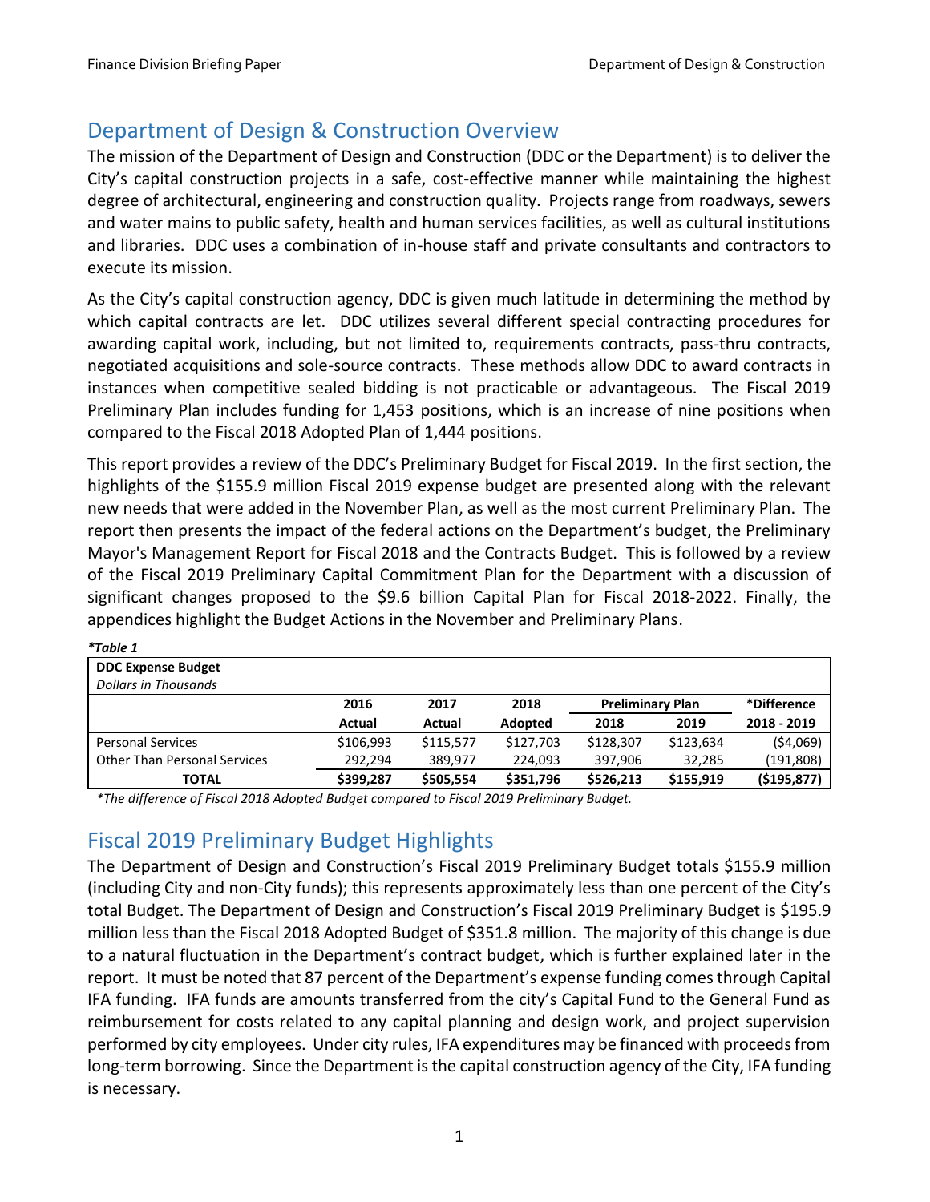## Department of Design & Construction Overview

The mission of the Department of Design and Construction (DDC or the Department) is to deliver the City's capital construction projects in a safe, cost-effective manner while maintaining the highest degree of architectural, engineering and construction quality. Projects range from roadways, sewers and water mains to public safety, health and human services facilities, as well as cultural institutions and libraries. DDC uses a combination of in-house staff and private consultants and contractors to execute its mission.

As the City's capital construction agency, DDC is given much latitude in determining the method by which capital contracts are let. DDC utilizes several different special contracting procedures for awarding capital work, including, but not limited to, requirements contracts, pass-thru contracts, negotiated acquisitions and sole-source contracts. These methods allow DDC to award contracts in instances when competitive sealed bidding is not practicable or advantageous. The Fiscal 2019 Preliminary Plan includes funding for 1,453 positions, which is an increase of nine positions when compared to the Fiscal 2018 Adopted Plan of 1,444 positions.

This report provides a review of the DDC's Preliminary Budget for Fiscal 2019. In the first section, the highlights of the $155.9 million Fiscal 2019 expense budget are presented along with the relevant new needs that were added in the November Plan, as well as the most current Preliminary Plan. The report then presents the impact of the federal actions on the Department's budget, the Preliminary Mayor's Management Report for Fiscal 2018 and the Contracts Budget. This is followed by a review of the Fiscal 2019 Preliminary Capital Commitment Plan for the Department with a discussion of significant changes proposed to the $9.6 billion Capital Plan for Fiscal 2018-2022. Finally, the appendices highlight the Budget Actions in the November and Preliminary Plans.

***Table 1***

| **DDC Expense Budget** *Dollars in Thousands* | | | | | | |
|---|---|---|---|---|---|---|
| | **2016** | **2017** | **2018** | **Preliminary Plan** | | ***Difference** |
| | **Actual** | **Actual** | **Adopted** | **2018** | **2019** | **2018 - 2019** |
| Personal Services | $106,993 | $115,577 | $127,703 | $128,307 | $123,634 | ($4,069) |
| Other Than Personal Services | 292,294 | 389,977 | 224,093 | 397,906 | 32,285 | (191,808) |
| **TOTAL** | **$399,287** | **$505,554** | **$351,796** | **$526,213** | **$155,919** | **($195,877)** |

*\*The difference of Fiscal 2018 Adopted Budget compared to Fiscal 2019 Preliminary Budget.*

## Fiscal 2019 Preliminary Budget Highlights

The Department of Design and Construction's Fiscal 2019 Preliminary Budget totals $155.9 million (including City and non-City funds); this represents approximately less than one percent of the City's total Budget. The Department of Design and Construction's Fiscal 2019 Preliminary Budget is $195.9 million less than the Fiscal 2018 Adopted Budget of $351.8 million. The majority of this change is due to a natural fluctuation in the Department's contract budget, which is further explained later in the report. It must be noted that 87 percent of the Department's expense funding comes through Capital IFA funding. IFA funds are amounts transferred from the city's Capital Fund to the General Fund as reimbursement for costs related to any capital planning and design work, and project supervision performed by city employees. Under city rules, IFA expenditures may be financed with proceeds from long-term borrowing. Since the Department is the capital construction agency of the City, IFA funding is necessary.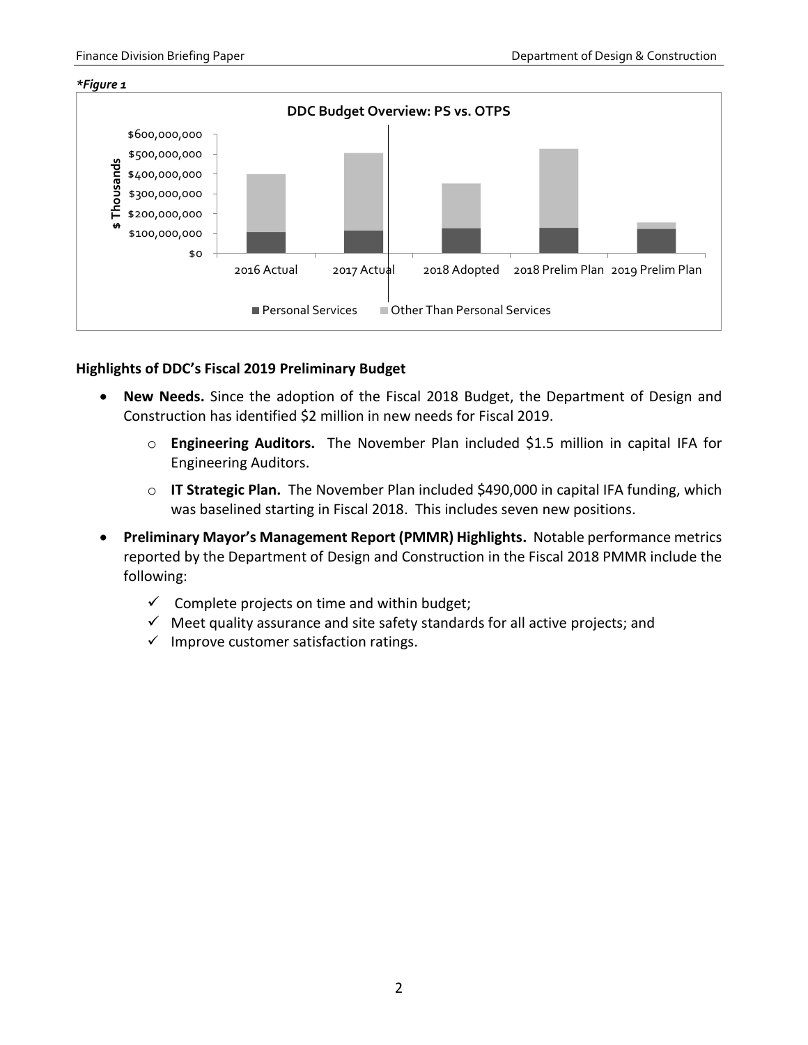*Figure 1*

**DDC Budget Overview: PS vs. OTPS**

| | 2016 Actual | 2017 Actual | 2018 Adopted | 2018 Prelim Plan | 2019 Prelim Plan |
|---|---|---|---|---|---|
| Personal Services | | | | | |
| Other Than Personal Services | | | | | |

$ Thousands (axis: $0 – $600,000,000)

## Highlights of DDC's Fiscal 2019 Preliminary Budget

- **New Needs.** Since the adoption of the Fiscal 2018 Budget, the Department of Design and Construction has identified $2 million in new needs for Fiscal 2019.
  - **Engineering Auditors.** The November Plan included $1.5 million in capital IFA for Engineering Auditors.
  - **IT Strategic Plan.** The November Plan included $490,000 in capital IFA funding, which was baselined starting in Fiscal 2018. This includes seven new positions.
- **Preliminary Mayor's Management Report (PMMR) Highlights.** Notable performance metrics reported by the Department of Design and Construction in the Fiscal 2018 PMMR include the following:
  - ✓ Complete projects on time and within budget;
  - ✓ Meet quality assurance and site safety standards for all active projects; and
  - ✓ Improve customer satisfaction ratings.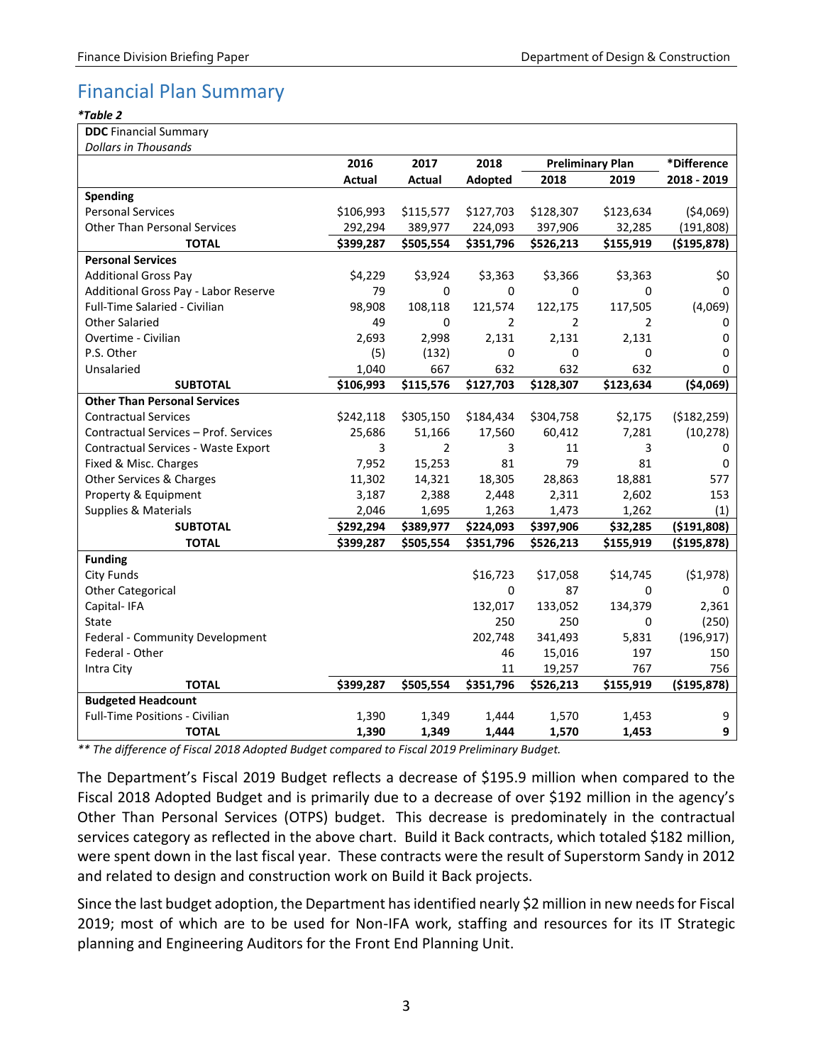# Financial Plan Summary

***Table 2***

| **DDC** Financial Summary<br>*Dollars in Thousands* | | | | | | |
|---|---|---|---|---|---|---|
| | **2016** | **2017** | **2018** | **Preliminary Plan** | | **\*Difference** |
| | **Actual** | **Actual** | **Adopted** | **2018** | **2019** | **2018 - 2019** |
| **Spending** | | | | | | |
| Personal Services | $106,993 | $115,577 | $127,703 | $128,307 | $123,634 | ($4,069) |
| Other Than Personal Services | 292,294 | 389,977 | 224,093 | 397,906 | 32,285 | (191,808) |
| **TOTAL** | **$399,287** | **$505,554** | **$351,796** | **$526,213** | **$155,919** | **($195,878)** |
| **Personal Services** | | | | | | |
| Additional Gross Pay | $4,229 | $3,924 | $3,363 | $3,366 | $3,363 | $0 |
| Additional Gross Pay - Labor Reserve | 79 | 0 | 0 | 0 | 0 | 0 |
| Full-Time Salaried - Civilian | 98,908 | 108,118 | 121,574 | 122,175 | 117,505 | (4,069) |
| Other Salaried | 49 | 0 | 2 | 2 | 2 | 0 |
| Overtime - Civilian | 2,693 | 2,998 | 2,131 | 2,131 | 2,131 | 0 |
| P.S. Other | (5) | (132) | 0 | 0 | 0 | 0 |
| Unsalaried | 1,040 | 667 | 632 | 632 | 632 | 0 |
| **SUBTOTAL** | **$106,993** | **$115,576** | **$127,703** | **$128,307** | **$123,634** | **($4,069)** |
| **Other Than Personal Services** | | | | | | |
| Contractual Services | $242,118 | $305,150 | $184,434 | $304,758 | $2,175 | ($182,259) |
| Contractual Services – Prof. Services | 25,686 | 51,166 | 17,560 | 60,412 | 7,281 | (10,278) |
| Contractual Services - Waste Export | 3 | 2 | 3 | 11 | 3 | 0 |
| Fixed & Misc. Charges | 7,952 | 15,253 | 81 | 79 | 81 | 0 |
| Other Services & Charges | 11,302 | 14,321 | 18,305 | 28,863 | 18,881 | 577 |
| Property & Equipment | 3,187 | 2,388 | 2,448 | 2,311 | 2,602 | 153 |
| Supplies & Materials | 2,046 | 1,695 | 1,263 | 1,473 | 1,262 | (1) |
| **SUBTOTAL** | **$292,294** | **$389,977** | **$224,093** | **$397,906** | **$32,285** | **($191,808)** |
| **TOTAL** | **$399,287** | **$505,554** | **$351,796** | **$526,213** | **$155,919** | **($195,878)** |
| **Funding** | | | | | | |
| City Funds | | | $16,723 | $17,058 | $14,745 | ($1,978) |
| Other Categorical | | | 0 | 87 | 0 | 0 |
| Capital- IFA | | | 132,017 | 133,052 | 134,379 | 2,361 |
| State | | | 250 | 250 | 0 | (250) |
| Federal - Community Development | | | 202,748 | 341,493 | 5,831 | (196,917) |
| Federal - Other | | | 46 | 15,016 | 197 | 150 |
| Intra City | | | 11 | 19,257 | 767 | 756 |
| **TOTAL** | **$399,287** | **$505,554** | **$351,796** | **$526,213** | **$155,919** | **($195,878)** |
| **Budgeted Headcount** | | | | | | |
| Full-Time Positions - Civilian | 1,390 | 1,349 | 1,444 | 1,570 | 1,453 | 9 |
| **TOTAL** | **1,390** | **1,349** | **1,444** | **1,570** | **1,453** | **9** |

*\*\* The difference of Fiscal 2018 Adopted Budget compared to Fiscal 2019 Preliminary Budget.*

The Department's Fiscal 2019 Budget reflects a decrease of $195.9 million when compared to the Fiscal 2018 Adopted Budget and is primarily due to a decrease of over $192 million in the agency's Other Than Personal Services (OTPS) budget. This decrease is predominately in the contractual services category as reflected in the above chart. Build it Back contracts, which totaled $182 million, were spent down in the last fiscal year. These contracts were the result of Superstorm Sandy in 2012 and related to design and construction work on Build it Back projects.

Since the last budget adoption, the Department has identified nearly $2 million in new needs for Fiscal 2019; most of which are to be used for Non-IFA work, staffing and resources for its IT Strategic planning and Engineering Auditors for the Front End Planning Unit.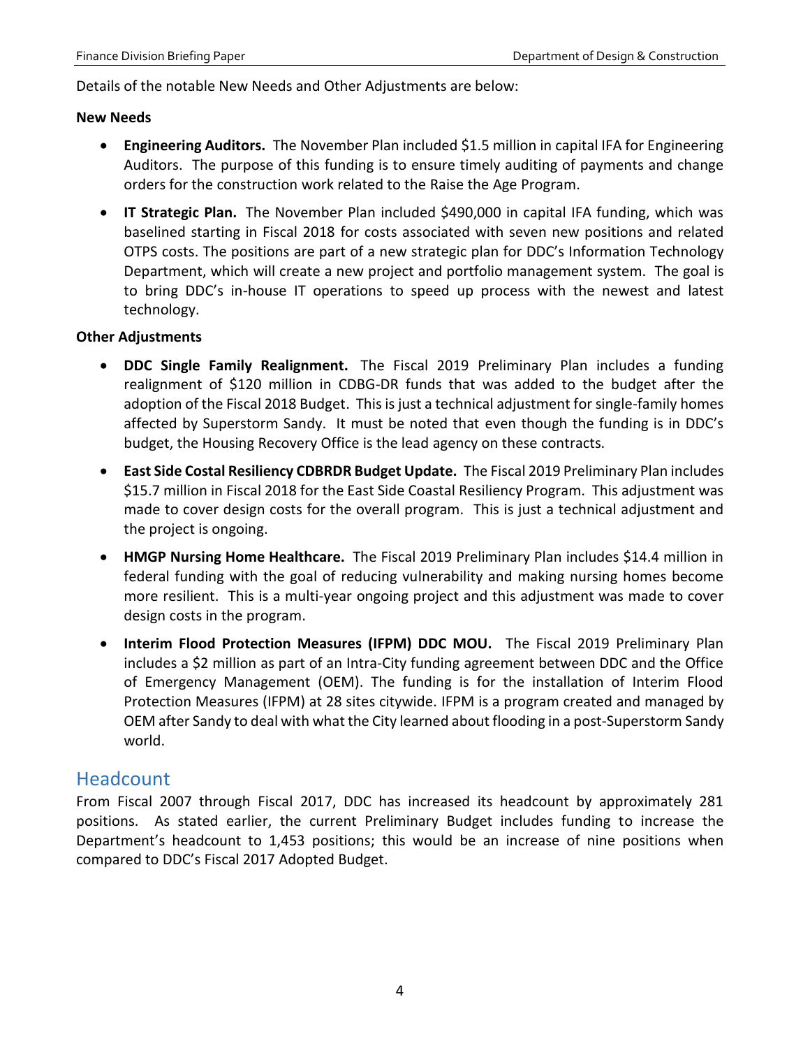Details of the notable New Needs and Other Adjustments are below:

**New Needs**

- **Engineering Auditors.** The November Plan included $1.5 million in capital IFA for Engineering Auditors. The purpose of this funding is to ensure timely auditing of payments and change orders for the construction work related to the Raise the Age Program.
- **IT Strategic Plan.** The November Plan included $490,000 in capital IFA funding, which was baselined starting in Fiscal 2018 for costs associated with seven new positions and related OTPS costs. The positions are part of a new strategic plan for DDC's Information Technology Department, which will create a new project and portfolio management system. The goal is to bring DDC's in-house IT operations to speed up process with the newest and latest technology.

**Other Adjustments**

- **DDC Single Family Realignment.** The Fiscal 2019 Preliminary Plan includes a funding realignment of $120 million in CDBG-DR funds that was added to the budget after the adoption of the Fiscal 2018 Budget. This is just a technical adjustment for single-family homes affected by Superstorm Sandy. It must be noted that even though the funding is in DDC's budget, the Housing Recovery Office is the lead agency on these contracts.
- **East Side Costal Resiliency CDBRDR Budget Update.** The Fiscal 2019 Preliminary Plan includes $15.7 million in Fiscal 2018 for the East Side Coastal Resiliency Program. This adjustment was made to cover design costs for the overall program. This is just a technical adjustment and the project is ongoing.
- **HMGP Nursing Home Healthcare.** The Fiscal 2019 Preliminary Plan includes $14.4 million in federal funding with the goal of reducing vulnerability and making nursing homes become more resilient. This is a multi-year ongoing project and this adjustment was made to cover design costs in the program.
- **Interim Flood Protection Measures (IFPM) DDC MOU.** The Fiscal 2019 Preliminary Plan includes a $2 million as part of an Intra-City funding agreement between DDC and the Office of Emergency Management (OEM). The funding is for the installation of Interim Flood Protection Measures (IFPM) at 28 sites citywide. IFPM is a program created and managed by OEM after Sandy to deal with what the City learned about flooding in a post-Superstorm Sandy world.

## Headcount

From Fiscal 2007 through Fiscal 2017, DDC has increased its headcount by approximately 281 positions. As stated earlier, the current Preliminary Budget includes funding to increase the Department's headcount to 1,453 positions; this would be an increase of nine positions when compared to DDC's Fiscal 2017 Adopted Budget.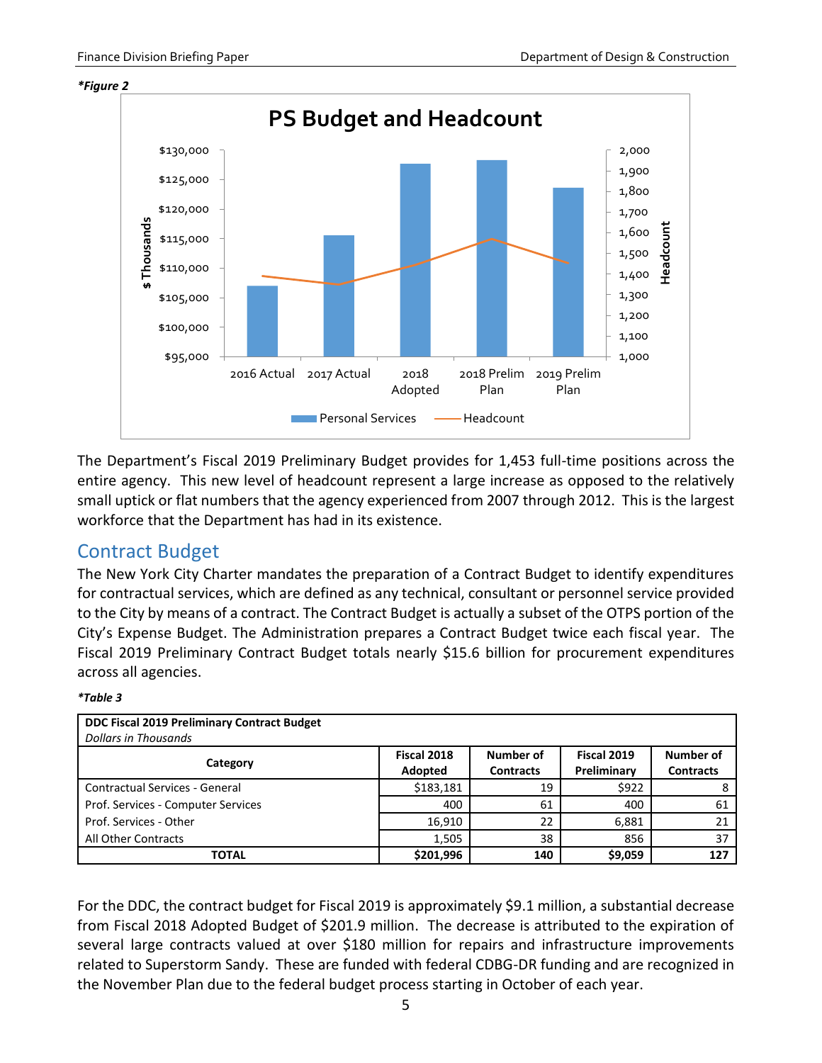*Figure 2

**PS Budget and Headcount**

The Department's Fiscal 2019 Preliminary Budget provides for 1,453 full-time positions across the entire agency. This new level of headcount represent a large increase as opposed to the relatively small uptick or flat numbers that the agency experienced from 2007 through 2012. This is the largest workforce that the Department has had in its existence.

## Contract Budget

The New York City Charter mandates the preparation of a Contract Budget to identify expenditures for contractual services, which are defined as any technical, consultant or personnel service provided to the City by means of a contract. The Contract Budget is actually a subset of the OTPS portion of the City's Expense Budget. The Administration prepares a Contract Budget twice each fiscal year. The Fiscal 2019 Preliminary Contract Budget totals nearly $15.6 billion for procurement expenditures across all agencies.

*Table 3

**DDC Fiscal 2019 Preliminary Contract Budget**
*Dollars in Thousands*

| Category | Fiscal 2018 Adopted | Number of Contracts | Fiscal 2019 Preliminary | Number of Contracts |
|---|---|---|---|---|
| Contractual Services - General | $183,181 | 19 | $922 | 8 |
| Prof. Services - Computer Services | 400 | 61 | 400 | 61 |
| Prof. Services - Other | 16,910 | 22 | 6,881 | 21 |
| All Other Contracts | 1,505 | 38 | 856 | 37 |
| **TOTAL** | **$201,996** | **140** | **$9,059** | **127** |

For the DDC, the contract budget for Fiscal 2019 is approximately $9.1 million, a substantial decrease from Fiscal 2018 Adopted Budget of $201.9 million. The decrease is attributed to the expiration of several large contracts valued at over $180 million for repairs and infrastructure improvements related to Superstorm Sandy. These are funded with federal CDBG-DR funding and are recognized in the November Plan due to the federal budget process starting in October of each year.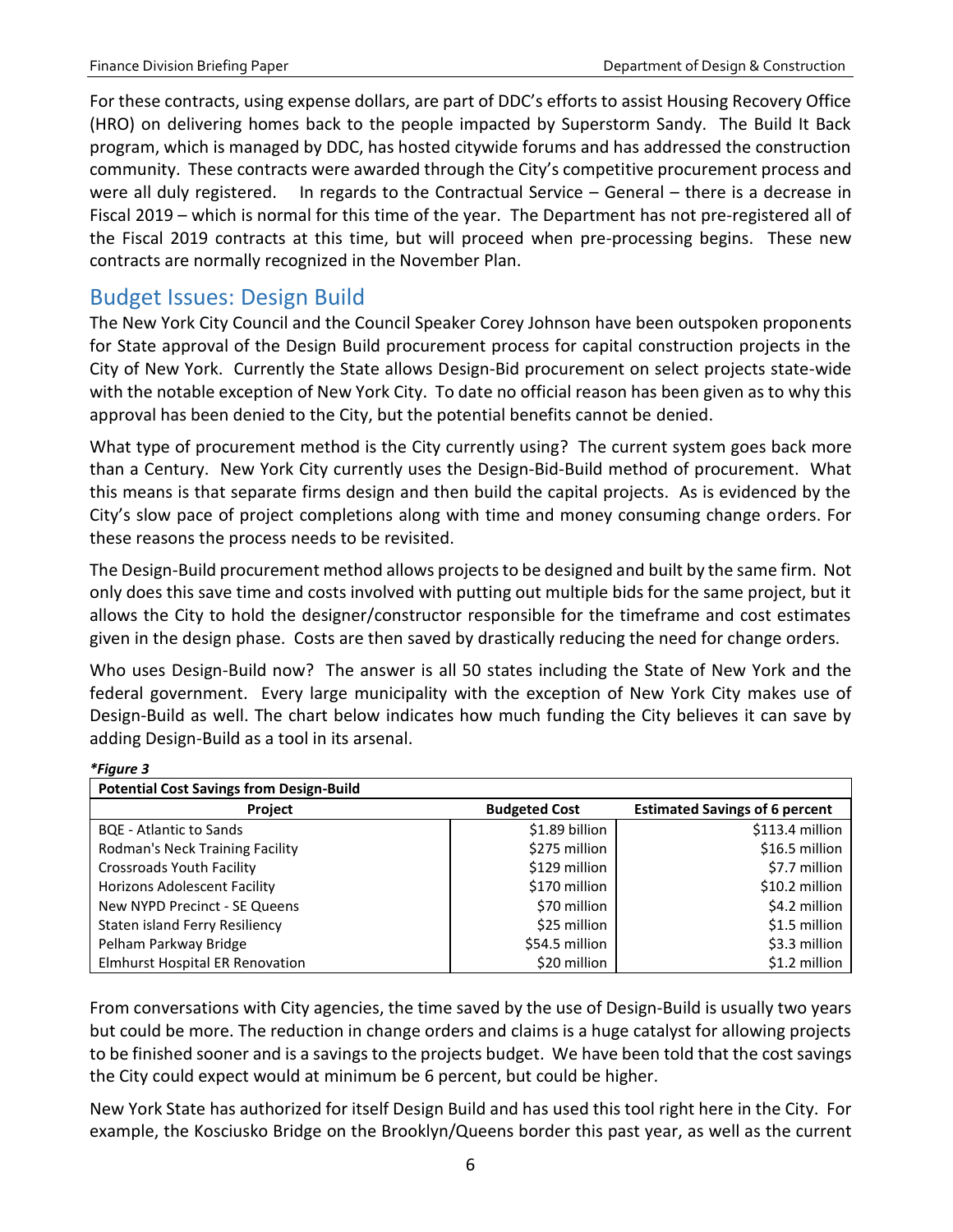For these contracts, using expense dollars, are part of DDC's efforts to assist Housing Recovery Office (HRO) on delivering homes back to the people impacted by Superstorm Sandy. The Build It Back program, which is managed by DDC, has hosted citywide forums and has addressed the construction community. These contracts were awarded through the City's competitive procurement process and were all duly registered. In regards to the Contractual Service – General – there is a decrease in Fiscal 2019 – which is normal for this time of the year. The Department has not pre-registered all of the Fiscal 2019 contracts at this time, but will proceed when pre-processing begins. These new contracts are normally recognized in the November Plan.

## Budget Issues: Design Build

The New York City Council and the Council Speaker Corey Johnson have been outspoken proponents for State approval of the Design Build procurement process for capital construction projects in the City of New York. Currently the State allows Design-Bid procurement on select projects state-wide with the notable exception of New York City. To date no official reason has been given as to why this approval has been denied to the City, but the potential benefits cannot be denied.

What type of procurement method is the City currently using? The current system goes back more than a Century. New York City currently uses the Design-Bid-Build method of procurement. What this means is that separate firms design and then build the capital projects. As is evidenced by the City's slow pace of project completions along with time and money consuming change orders. For these reasons the process needs to be revisited.

The Design-Build procurement method allows projects to be designed and built by the same firm. Not only does this save time and costs involved with putting out multiple bids for the same project, but it allows the City to hold the designer/constructor responsible for the timeframe and cost estimates given in the design phase. Costs are then saved by drastically reducing the need for change orders.

Who uses Design-Build now? The answer is all 50 states including the State of New York and the federal government. Every large municipality with the exception of New York City makes use of Design-Build as well. The chart below indicates how much funding the City believes it can save by adding Design-Build as a tool in its arsenal.

***Figure 3***

| Potential Cost Savings from Design-Build | | |
|---|---|---|
| **Project** | **Budgeted Cost** | **Estimated Savings of 6 percent** |
| BQE - Atlantic to Sands | $1.89 billion | $113.4 million |
| Rodman's Neck Training Facility | $275 million | $16.5 million |
| Crossroads Youth Facility | $129 million | $7.7 million |
| Horizons Adolescent Facility | $170 million | $10.2 million |
| New NYPD Precinct - SE Queens | $70 million | $4.2 million |
| Staten island Ferry Resiliency | $25 million | $1.5 million |
| Pelham Parkway Bridge | $54.5 million | $3.3 million |
| Elmhurst Hospital ER Renovation | $20 million | $1.2 million |

From conversations with City agencies, the time saved by the use of Design-Build is usually two years but could be more. The reduction in change orders and claims is a huge catalyst for allowing projects to be finished sooner and is a savings to the projects budget. We have been told that the cost savings the City could expect would at minimum be 6 percent, but could be higher.

New York State has authorized for itself Design Build and has used this tool right here in the City. For example, the Kosciusko Bridge on the Brooklyn/Queens border this past year, as well as the current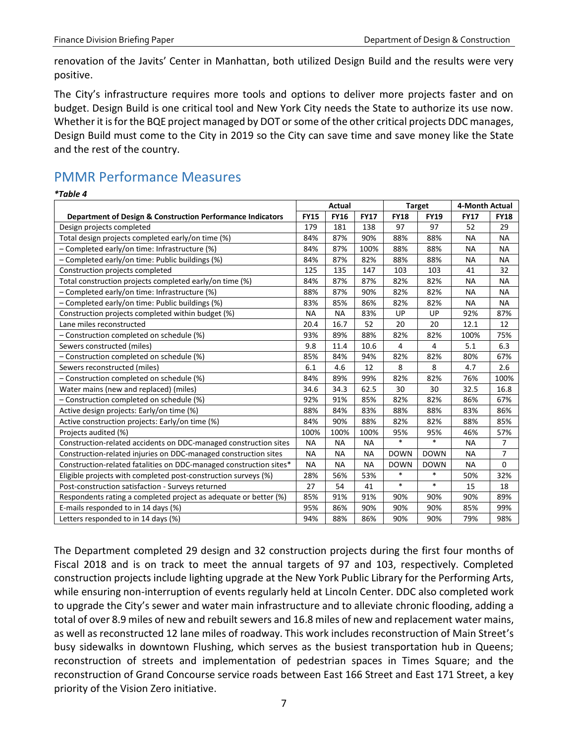renovation of the Javits' Center in Manhattan, both utilized Design Build and the results were very positive.

The City's infrastructure requires more tools and options to deliver more projects faster and on budget. Design Build is one critical tool and New York City needs the State to authorize its use now. Whether it is for the BQE project managed by DOT or some of the other critical projects DDC manages, Design Build must come to the City in 2019 so the City can save time and save money like the State and the rest of the country.

## PMMR Performance Measures

***Table 4***

| | Actual | | | Target | | 4-Month Actual | |
|---|---|---|---|---|---|---|---|
| **Department of Design & Construction Performance Indicators** | **FY15** | **FY16** | **FY17** | **FY18** | **FY19** | **FY17** | **FY18** |
| Design projects completed | 179 | 181 | 138 | 97 | 97 | 52 | 29 |
| Total design projects completed early/on time (%) | 84% | 87% | 90% | 88% | 88% | NA | NA |
| – Completed early/on time: Infrastructure (%) | 84% | 87% | 100% | 88% | 88% | NA | NA |
| – Completed early/on time: Public buildings (%) | 84% | 87% | 82% | 88% | 88% | NA | NA |
| Construction projects completed | 125 | 135 | 147 | 103 | 103 | 41 | 32 |
| Total construction projects completed early/on time (%) | 84% | 87% | 87% | 82% | 82% | NA | NA |
| – Completed early/on time: Infrastructure (%) | 88% | 87% | 90% | 82% | 82% | NA | NA |
| – Completed early/on time: Public buildings (%) | 83% | 85% | 86% | 82% | 82% | NA | NA |
| Construction projects completed within budget (%) | NA | NA | 83% | UP | UP | 92% | 87% |
| Lane miles reconstructed | 20.4 | 16.7 | 52 | 20 | 20 | 12.1 | 12 |
| – Construction completed on schedule (%) | 93% | 89% | 88% | 82% | 82% | 100% | 75% |
| Sewers constructed (miles) | 9.8 | 11.4 | 10.6 | 4 | 4 | 5.1 | 6.3 |
| – Construction completed on schedule (%) | 85% | 84% | 94% | 82% | 82% | 80% | 67% |
| Sewers reconstructed (miles) | 6.1 | 4.6 | 12 | 8 | 8 | 4.7 | 2.6 |
| – Construction completed on schedule (%) | 84% | 89% | 99% | 82% | 82% | 76% | 100% |
| Water mains (new and replaced) (miles) | 34.6 | 34.3 | 62.5 | 30 | 30 | 32.5 | 16.8 |
| – Construction completed on schedule (%) | 92% | 91% | 85% | 82% | 82% | 86% | 67% |
| Active design projects: Early/on time (%) | 88% | 84% | 83% | 88% | 88% | 83% | 86% |
| Active construction projects: Early/on time (%) | 84% | 90% | 88% | 82% | 82% | 88% | 85% |
| Projects audited (%) | 100% | 100% | 100% | 95% | 95% | 46% | 57% |
| Construction-related accidents on DDC-managed construction sites | NA | NA | NA | * | * | NA | 7 |
| Construction-related injuries on DDC-managed construction sites | NA | NA | NA | DOWN | DOWN | NA | 7 |
| Construction-related fatalities on DDC-managed construction sites* | NA | NA | NA | DOWN | DOWN | NA | 0 |
| Eligible projects with completed post-construction surveys (%) | 28% | 56% | 53% | * | * | 50% | 32% |
| Post-construction satisfaction - Surveys returned | 27 | 54 | 41 | * | * | 15 | 18 |
| Respondents rating a completed project as adequate or better (%) | 85% | 91% | 91% | 90% | 90% | 90% | 89% |
| E-mails responded to in 14 days (%) | 95% | 86% | 90% | 90% | 90% | 85% | 99% |
| Letters responded to in 14 days (%) | 94% | 88% | 86% | 90% | 90% | 79% | 98% |

The Department completed 29 design and 32 construction projects during the first four months of Fiscal 2018 and is on track to meet the annual targets of 97 and 103, respectively. Completed construction projects include lighting upgrade at the New York Public Library for the Performing Arts, while ensuring non-interruption of events regularly held at Lincoln Center. DDC also completed work to upgrade the City's sewer and water main infrastructure and to alleviate chronic flooding, adding a total of over 8.9 miles of new and rebuilt sewers and 16.8 miles of new and replacement water mains, as well as reconstructed 12 lane miles of roadway. This work includes reconstruction of Main Street's busy sidewalks in downtown Flushing, which serves as the busiest transportation hub in Queens; reconstruction of streets and implementation of pedestrian spaces in Times Square; and the reconstruction of Grand Concourse service roads between East 166 Street and East 171 Street, a key priority of the Vision Zero initiative.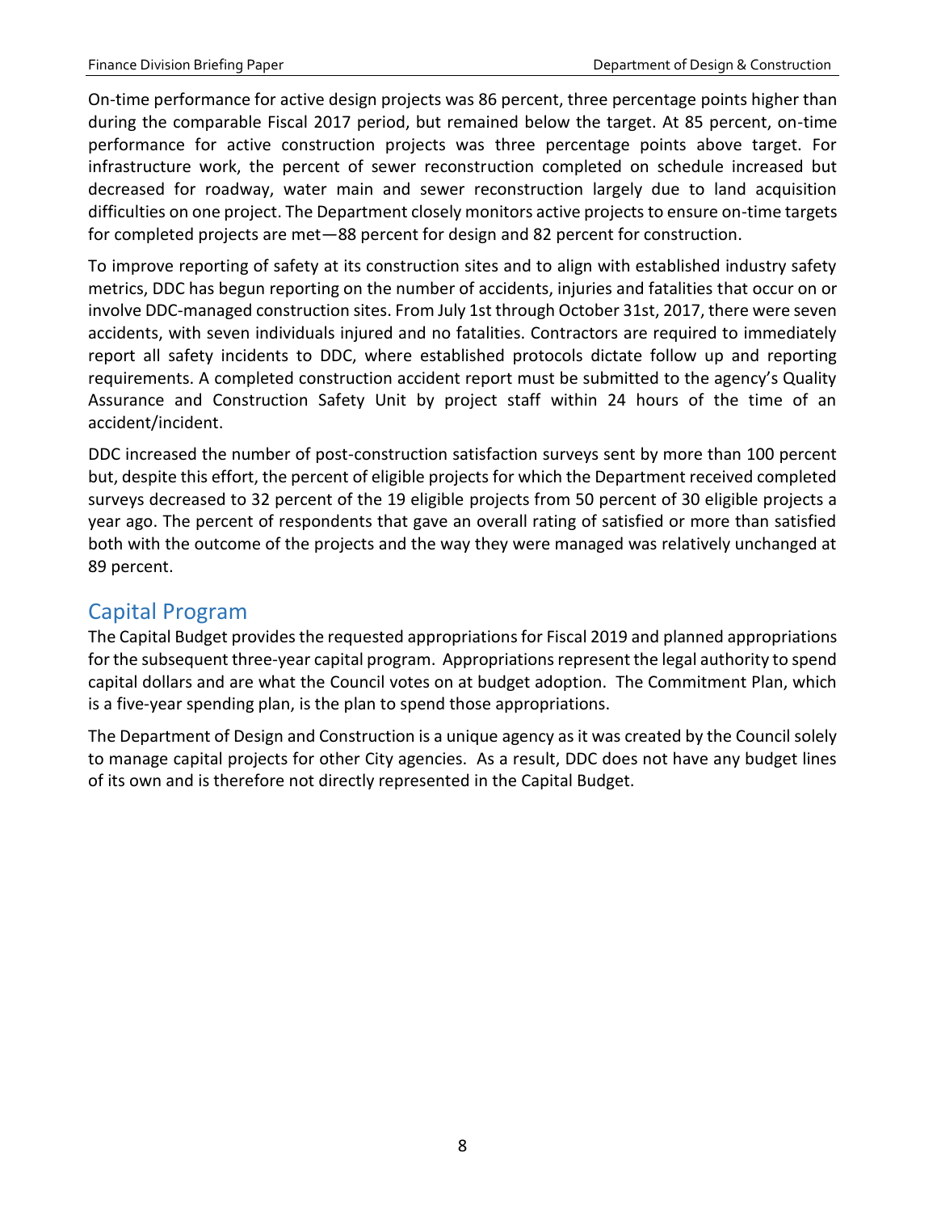On-time performance for active design projects was 86 percent, three percentage points higher than during the comparable Fiscal 2017 period, but remained below the target. At 85 percent, on-time performance for active construction projects was three percentage points above target. For infrastructure work, the percent of sewer reconstruction completed on schedule increased but decreased for roadway, water main and sewer reconstruction largely due to land acquisition difficulties on one project. The Department closely monitors active projects to ensure on-time targets for completed projects are met—88 percent for design and 82 percent for construction.

To improve reporting of safety at its construction sites and to align with established industry safety metrics, DDC has begun reporting on the number of accidents, injuries and fatalities that occur on or involve DDC-managed construction sites. From July 1st through October 31st, 2017, there were seven accidents, with seven individuals injured and no fatalities. Contractors are required to immediately report all safety incidents to DDC, where established protocols dictate follow up and reporting requirements. A completed construction accident report must be submitted to the agency's Quality Assurance and Construction Safety Unit by project staff within 24 hours of the time of an accident/incident.

DDC increased the number of post-construction satisfaction surveys sent by more than 100 percent but, despite this effort, the percent of eligible projects for which the Department received completed surveys decreased to 32 percent of the 19 eligible projects from 50 percent of 30 eligible projects a year ago. The percent of respondents that gave an overall rating of satisfied or more than satisfied both with the outcome of the projects and the way they were managed was relatively unchanged at 89 percent.

## Capital Program

The Capital Budget provides the requested appropriations for Fiscal 2019 and planned appropriations for the subsequent three-year capital program. Appropriations represent the legal authority to spend capital dollars and are what the Council votes on at budget adoption. The Commitment Plan, which is a five-year spending plan, is the plan to spend those appropriations.

The Department of Design and Construction is a unique agency as it was created by the Council solely to manage capital projects for other City agencies. As a result, DDC does not have any budget lines of its own and is therefore not directly represented in the Capital Budget.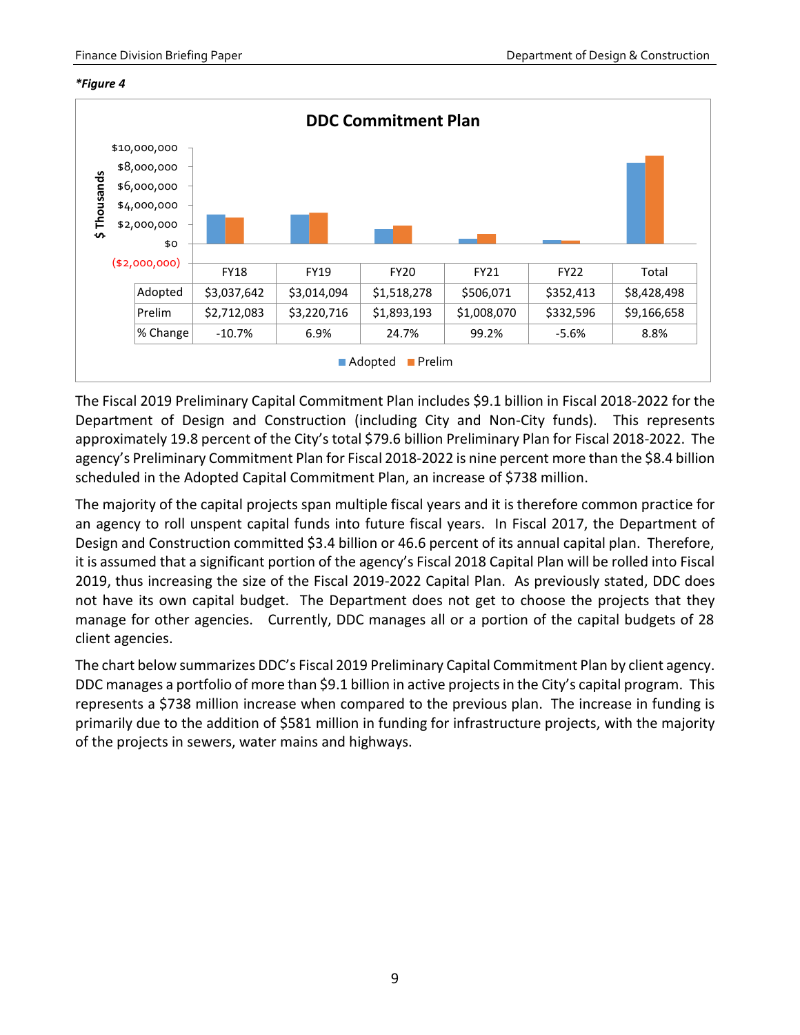***Figure 4***

**DDC Commitment Plan**

($ Thousands)

| | FY18 | FY19 | FY20 | FY21 | FY22 | Total |
|---|---|---|---|---|---|---|
| Adopted | $3,037,642 | $3,014,094 | $1,518,278 | $506,071 | $352,413 | $8,428,498 |
| Prelim | $2,712,083 | $3,220,716 | $1,893,193 | $1,008,070 | $332,596 | $9,166,658 |
| % Change | -10.7% | 6.9% | 24.7% | 99.2% | -5.6% | 8.8% |

The Fiscal 2019 Preliminary Capital Commitment Plan includes $9.1 billion in Fiscal 2018-2022 for the Department of Design and Construction (including City and Non-City funds). This represents approximately 19.8 percent of the City's total $79.6 billion Preliminary Plan for Fiscal 2018-2022. The agency's Preliminary Commitment Plan for Fiscal 2018-2022 is nine percent more than the $8.4 billion scheduled in the Adopted Capital Commitment Plan, an increase of $738 million.

The majority of the capital projects span multiple fiscal years and it is therefore common practice for an agency to roll unspent capital funds into future fiscal years. In Fiscal 2017, the Department of Design and Construction committed $3.4 billion or 46.6 percent of its annual capital plan. Therefore, it is assumed that a significant portion of the agency's Fiscal 2018 Capital Plan will be rolled into Fiscal 2019, thus increasing the size of the Fiscal 2019-2022 Capital Plan. As previously stated, DDC does not have its own capital budget. The Department does not get to choose the projects that they manage for other agencies. Currently, DDC manages all or a portion of the capital budgets of 28 client agencies.

The chart below summarizes DDC's Fiscal 2019 Preliminary Capital Commitment Plan by client agency. DDC manages a portfolio of more than $9.1 billion in active projects in the City's capital program. This represents a $738 million increase when compared to the previous plan. The increase in funding is primarily due to the addition of $581 million in funding for infrastructure projects, with the majority of the projects in sewers, water mains and highways.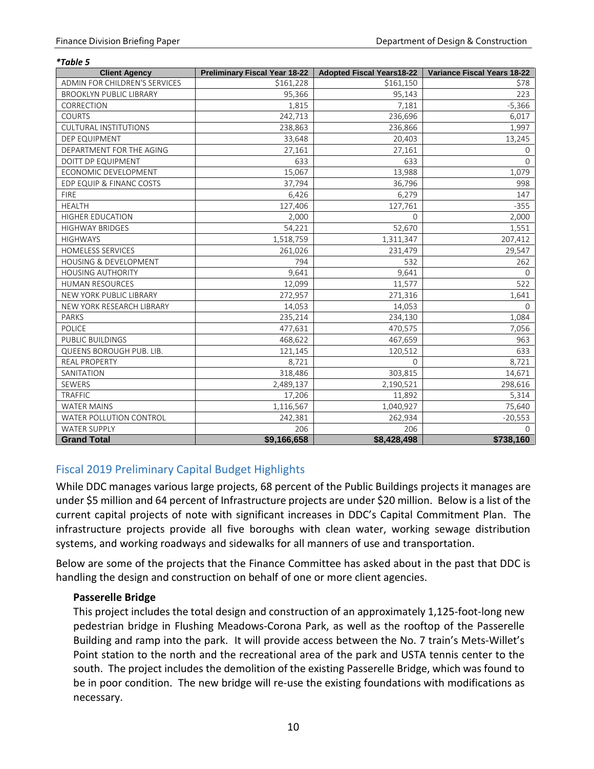***Table 5***

| Client Agency | Preliminary Fiscal Year 18-22 | Adopted Fiscal Years18-22 | Variance Fiscal Years 18-22 |
|---|---|---|---|
| ADMIN FOR CHILDREN'S SERVICES | $161,228 | $161,150 | $78 |
| BROOKLYN PUBLIC LIBRARY | 95,366 | 95,143 | 223 |
| CORRECTION | 1,815 | 7,181 | -5,366 |
| COURTS | 242,713 | 236,696 | 6,017 |
| CULTURAL INSTITUTIONS | 238,863 | 236,866 | 1,997 |
| DEP EQUIPMENT | 33,648 | 20,403 | 13,245 |
| DEPARTMENT FOR THE AGING | 27,161 | 27,161 | 0 |
| DOITT DP EQUIPMENT | 633 | 633 | 0 |
| ECONOMIC DEVELOPMENT | 15,067 | 13,988 | 1,079 |
| EDP EQUIP & FINANC COSTS | 37,794 | 36,796 | 998 |
| FIRE | 6,426 | 6,279 | 147 |
| HEALTH | 127,406 | 127,761 | -355 |
| HIGHER EDUCATION | 2,000 | 0 | 2,000 |
| HIGHWAY BRIDGES | 54,221 | 52,670 | 1,551 |
| HIGHWAYS | 1,518,759 | 1,311,347 | 207,412 |
| HOMELESS SERVICES | 261,026 | 231,479 | 29,547 |
| HOUSING & DEVELOPMENT | 794 | 532 | 262 |
| HOUSING AUTHORITY | 9,641 | 9,641 | 0 |
| HUMAN RESOURCES | 12,099 | 11,577 | 522 |
| NEW YORK PUBLIC LIBRARY | 272,957 | 271,316 | 1,641 |
| NEW YORK RESEARCH LIBRARY | 14,053 | 14,053 | 0 |
| PARKS | 235,214 | 234,130 | 1,084 |
| POLICE | 477,631 | 470,575 | 7,056 |
| PUBLIC BUILDINGS | 468,622 | 467,659 | 963 |
| QUEENS BOROUGH PUB. LIB. | 121,145 | 120,512 | 633 |
| REAL PROPERTY | 8,721 | 0 | 8,721 |
| SANITATION | 318,486 | 303,815 | 14,671 |
| SEWERS | 2,489,137 | 2,190,521 | 298,616 |
| TRAFFIC | 17,206 | 11,892 | 5,314 |
| WATER MAINS | 1,116,567 | 1,040,927 | 75,640 |
| WATER POLLUTION CONTROL | 242,381 | 262,934 | -20,553 |
| WATER SUPPLY | 206 | 206 | 0 |
| **Grand Total** | **$9,166,658** | **$8,428,498** | **$738,160** |

## Fiscal 2019 Preliminary Capital Budget Highlights

While DDC manages various large projects, 68 percent of the Public Buildings projects it manages are under $5 million and 64 percent of Infrastructure projects are under $20 million. Below is a list of the current capital projects of note with significant increases in DDC's Capital Commitment Plan. The infrastructure projects provide all five boroughs with clean water, working sewage distribution systems, and working roadways and sidewalks for all manners of use and transportation.

Below are some of the projects that the Finance Committee has asked about in the past that DDC is handling the design and construction on behalf of one or more client agencies.

**Passerelle Bridge**

This project includes the total design and construction of an approximately 1,125-foot-long new pedestrian bridge in Flushing Meadows-Corona Park, as well as the rooftop of the Passerelle Building and ramp into the park. It will provide access between the No. 7 train's Mets-Willet's Point station to the north and the recreational area of the park and USTA tennis center to the south. The project includes the demolition of the existing Passerelle Bridge, which was found to be in poor condition. The new bridge will re-use the existing foundations with modifications as necessary.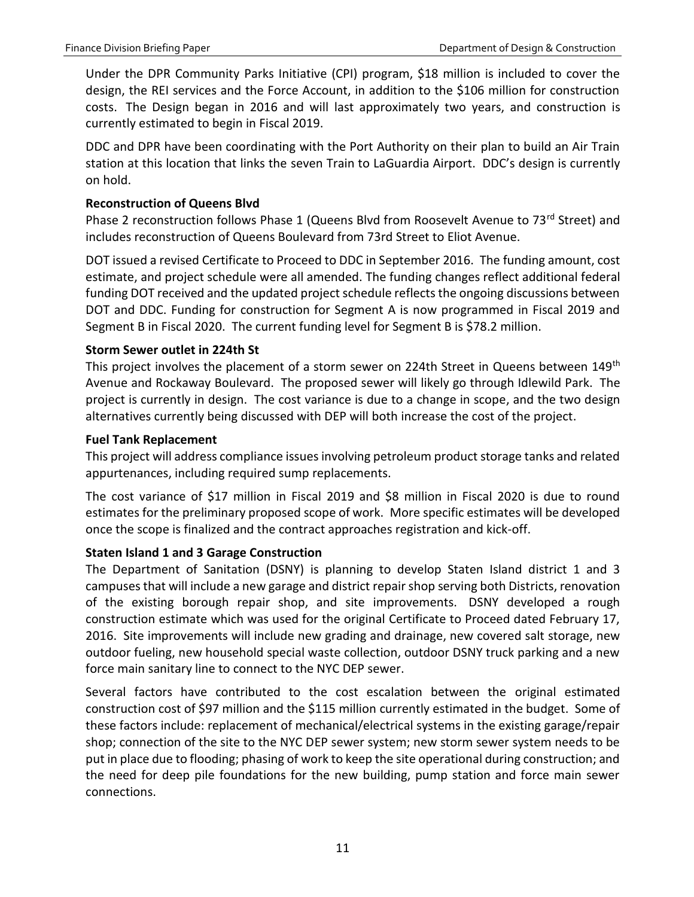Under the DPR Community Parks Initiative (CPI) program, $18 million is included to cover the design, the REI services and the Force Account, in addition to the $106 million for construction costs. The Design began in 2016 and will last approximately two years, and construction is currently estimated to begin in Fiscal 2019.

DDC and DPR have been coordinating with the Port Authority on their plan to build an Air Train station at this location that links the seven Train to LaGuardia Airport. DDC's design is currently on hold.

**Reconstruction of Queens Blvd**

Phase 2 reconstruction follows Phase 1 (Queens Blvd from Roosevelt Avenue to 73rd Street) and includes reconstruction of Queens Boulevard from 73rd Street to Eliot Avenue.

DOT issued a revised Certificate to Proceed to DDC in September 2016. The funding amount, cost estimate, and project schedule were all amended. The funding changes reflect additional federal funding DOT received and the updated project schedule reflects the ongoing discussions between DOT and DDC. Funding for construction for Segment A is now programmed in Fiscal 2019 and Segment B in Fiscal 2020. The current funding level for Segment B is $78.2 million.

**Storm Sewer outlet in 224th St**

This project involves the placement of a storm sewer on 224th Street in Queens between 149th Avenue and Rockaway Boulevard. The proposed sewer will likely go through Idlewild Park. The project is currently in design. The cost variance is due to a change in scope, and the two design alternatives currently being discussed with DEP will both increase the cost of the project.

**Fuel Tank Replacement**

This project will address compliance issues involving petroleum product storage tanks and related appurtenances, including required sump replacements.

The cost variance of $17 million in Fiscal 2019 and $8 million in Fiscal 2020 is due to round estimates for the preliminary proposed scope of work. More specific estimates will be developed once the scope is finalized and the contract approaches registration and kick-off.

**Staten Island 1 and 3 Garage Construction**

The Department of Sanitation (DSNY) is planning to develop Staten Island district 1 and 3 campuses that will include a new garage and district repair shop serving both Districts, renovation of the existing borough repair shop, and site improvements. DSNY developed a rough construction estimate which was used for the original Certificate to Proceed dated February 17, 2016. Site improvements will include new grading and drainage, new covered salt storage, new outdoor fueling, new household special waste collection, outdoor DSNY truck parking and a new force main sanitary line to connect to the NYC DEP sewer.

Several factors have contributed to the cost escalation between the original estimated construction cost of $97 million and the $115 million currently estimated in the budget. Some of these factors include: replacement of mechanical/electrical systems in the existing garage/repair shop; connection of the site to the NYC DEP sewer system; new storm sewer system needs to be put in place due to flooding; phasing of work to keep the site operational during construction; and the need for deep pile foundations for the new building, pump station and force main sewer connections.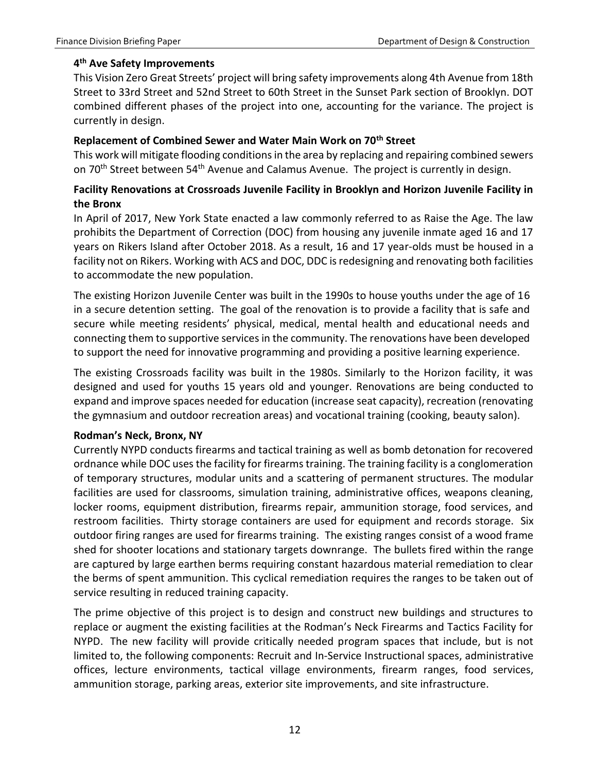**4th Ave Safety Improvements**

This Vision Zero Great Streets' project will bring safety improvements along 4th Avenue from 18th Street to 33rd Street and 52nd Street to 60th Street in the Sunset Park section of Brooklyn. DOT combined different phases of the project into one, accounting for the variance. The project is currently in design.

**Replacement of Combined Sewer and Water Main Work on 70th Street**

This work will mitigate flooding conditions in the area by replacing and repairing combined sewers on 70th Street between 54th Avenue and Calamus Avenue. The project is currently in design.

**Facility Renovations at Crossroads Juvenile Facility in Brooklyn and Horizon Juvenile Facility in the Bronx**

In April of 2017, New York State enacted a law commonly referred to as Raise the Age. The law prohibits the Department of Correction (DOC) from housing any juvenile inmate aged 16 and 17 years on Rikers Island after October 2018. As a result, 16 and 17 year-olds must be housed in a facility not on Rikers. Working with ACS and DOC, DDC is redesigning and renovating both facilities to accommodate the new population.

The existing Horizon Juvenile Center was built in the 1990s to house youths under the age of 16 in a secure detention setting. The goal of the renovation is to provide a facility that is safe and secure while meeting residents' physical, medical, mental health and educational needs and connecting them to supportive services in the community. The renovations have been developed to support the need for innovative programming and providing a positive learning experience.

The existing Crossroads facility was built in the 1980s. Similarly to the Horizon facility, it was designed and used for youths 15 years old and younger. Renovations are being conducted to expand and improve spaces needed for education (increase seat capacity), recreation (renovating the gymnasium and outdoor recreation areas) and vocational training (cooking, beauty salon).

**Rodman's Neck, Bronx, NY**

Currently NYPD conducts firearms and tactical training as well as bomb detonation for recovered ordnance while DOC uses the facility for firearms training. The training facility is a conglomeration of temporary structures, modular units and a scattering of permanent structures. The modular facilities are used for classrooms, simulation training, administrative offices, weapons cleaning, locker rooms, equipment distribution, firearms repair, ammunition storage, food services, and restroom facilities. Thirty storage containers are used for equipment and records storage. Six outdoor firing ranges are used for firearms training. The existing ranges consist of a wood frame shed for shooter locations and stationary targets downrange. The bullets fired within the range are captured by large earthen berms requiring constant hazardous material remediation to clear the berms of spent ammunition. This cyclical remediation requires the ranges to be taken out of service resulting in reduced training capacity.

The prime objective of this project is to design and construct new buildings and structures to replace or augment the existing facilities at the Rodman's Neck Firearms and Tactics Facility for NYPD. The new facility will provide critically needed program spaces that include, but is not limited to, the following components: Recruit and In-Service Instructional spaces, administrative offices, lecture environments, tactical village environments, firearm ranges, food services, ammunition storage, parking areas, exterior site improvements, and site infrastructure.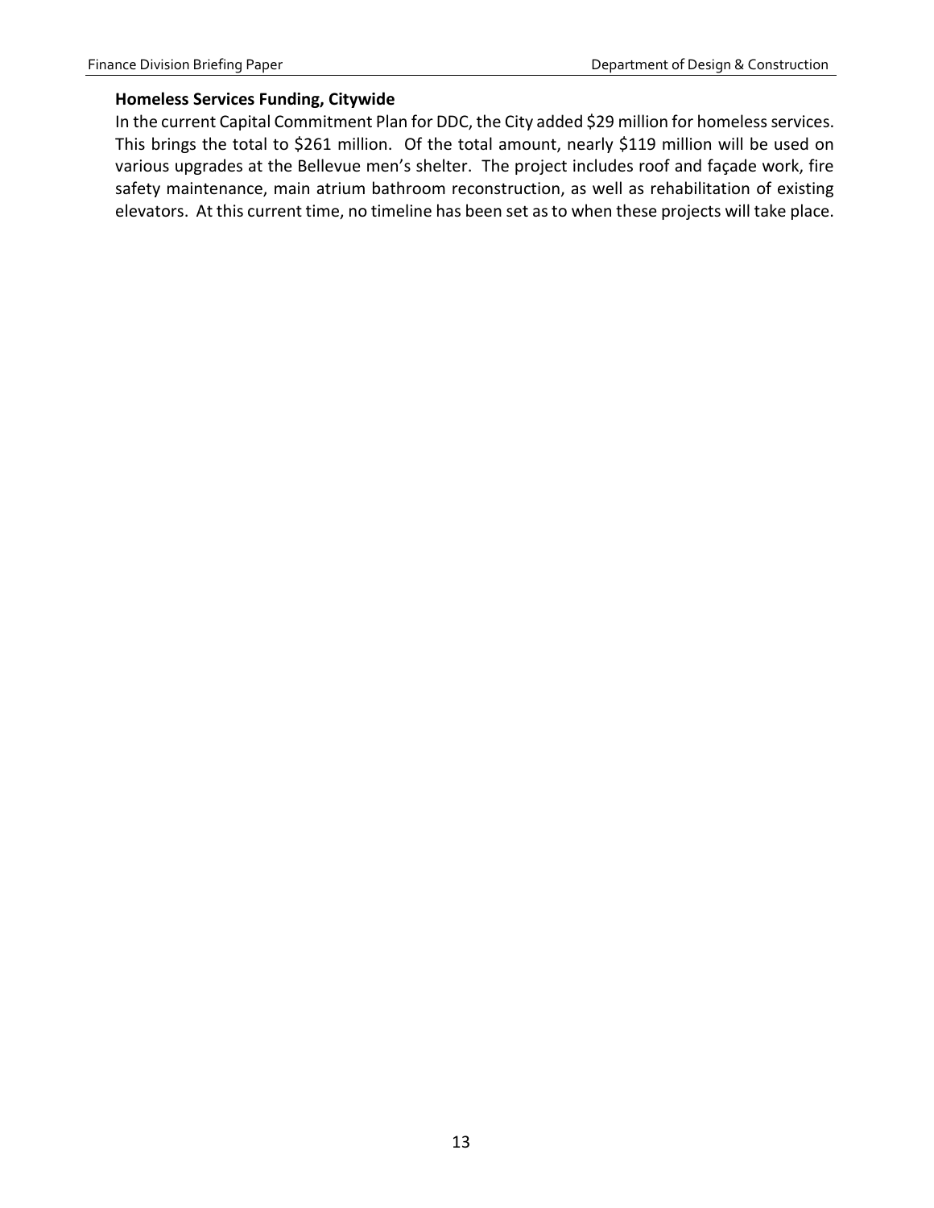**Homeless Services Funding, Citywide**

In the current Capital Commitment Plan for DDC, the City added $29 million for homeless services. This brings the total to $261 million. Of the total amount, nearly $119 million will be used on various upgrades at the Bellevue men's shelter. The project includes roof and façade work, fire safety maintenance, main atrium bathroom reconstruction, as well as rehabilitation of existing elevators. At this current time, no timeline has been set as to when these projects will take place.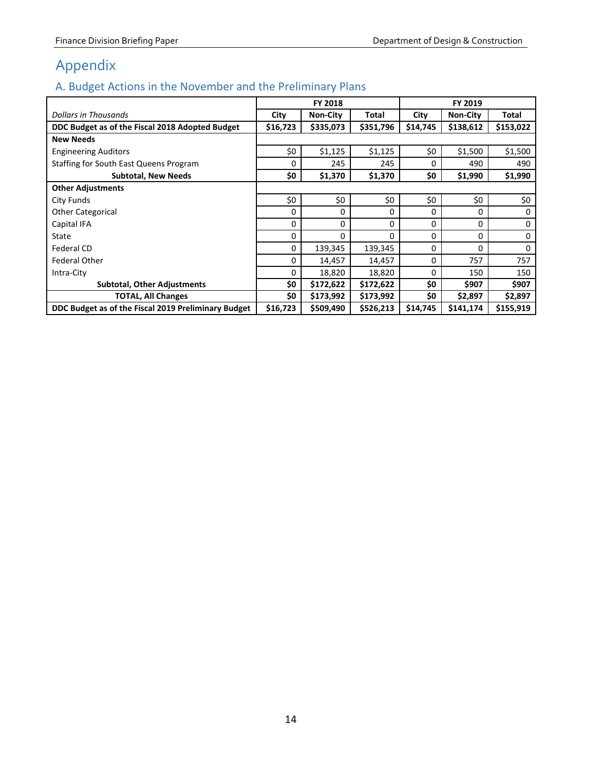# Appendix

## A. Budget Actions in the November and the Preliminary Plans

| *Dollars in Thousands* | FY 2018 | | | FY 2019 | | |
|---|---|---|---|---|---|---|
| | **City** | **Non-City** | **Total** | **City** | **Non-City** | **Total** |
| **DDC Budget as of the Fiscal 2018 Adopted Budget** | **$16,723** | **$335,073** | **$351,796** | **$14,745** | **$138,612** | **$153,022** |
| **New Needs** | | | | | | |
| Engineering Auditors | $0 | $1,125 | $1,125 | $0 | $1,500 | $1,500 |
| Staffing for South East Queens Program | 0 | 245 | 245 | 0 | 490 | 490 |
| **Subtotal, New Needs** | **$0** | **$1,370** | **$1,370** | **$0** | **$1,990** | **$1,990** |
| **Other Adjustments** | | | | | | |
| City Funds | $0 | $0 | $0 | $0 | $0 | $0 |
| Other Categorical | 0 | 0 | 0 | 0 | 0 | 0 |
| Capital IFA | 0 | 0 | 0 | 0 | 0 | 0 |
| State | 0 | 0 | 0 | 0 | 0 | 0 |
| Federal CD | 0 | 139,345 | 139,345 | 0 | 0 | 0 |
| Federal Other | 0 | 14,457 | 14,457 | 0 | 757 | 757 |
| Intra-City | 0 | 18,820 | 18,820 | 0 | 150 | 150 |
| **Subtotal, Other Adjustments** | **$0** | **$172,622** | **$172,622** | **$0** | **$907** | **$907** |
| **TOTAL, All Changes** | **$0** | **$173,992** | **$173,992** | **$0** | **$2,897** | **$2,897** |
| **DDC Budget as of the Fiscal 2019 Preliminary Budget** | **$16,723** | **$509,490** | **$526,213** | **$14,745** | **$141,174** | **$155,919** |